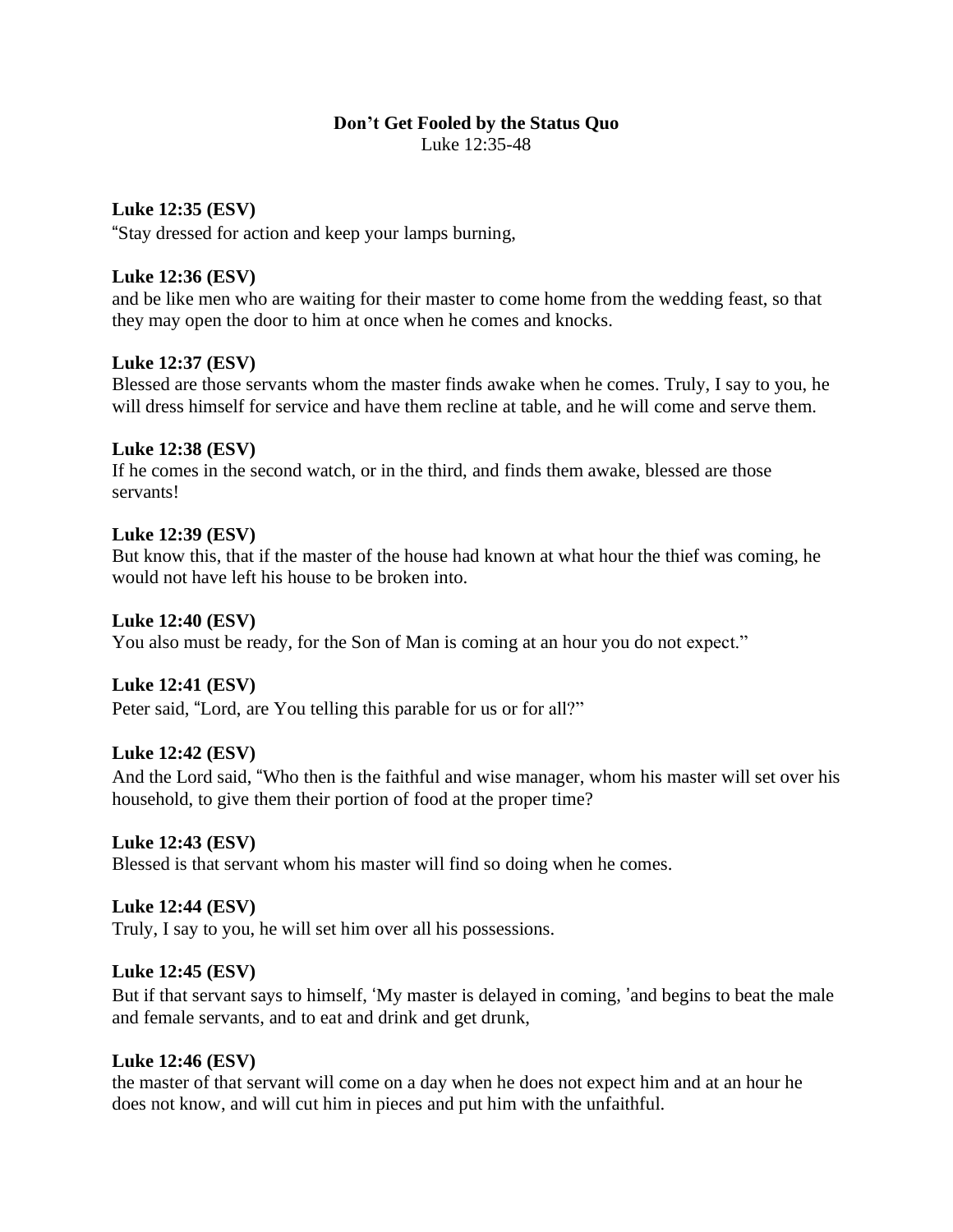**Don’t Get Fooled by the Status Quo**
Luke 12:35-48

**Luke 12:35 (ESV)**
“Stay dressed for action and keep your lamps burning,

**Luke 12:36 (ESV)**
and be like men who are waiting for their master to come home from the wedding feast, so that they may open the door to him at once when he comes and knocks.

**Luke 12:37 (ESV)**
Blessed are those servants whom the master finds awake when he comes. Truly, I say to you, he will dress himself for service and have them recline at table, and he will come and serve them.

**Luke 12:38 (ESV)**
If he comes in the second watch, or in the third, and finds them awake, blessed are those servants!

**Luke 12:39 (ESV)**
But know this, that if the master of the house had known at what hour the thief was coming, he would not have left his house to be broken into.

**Luke 12:40 (ESV)**
You also must be ready, for the Son of Man is coming at an hour you do not expect.”

**Luke 12:41 (ESV)**
Peter said, “Lord, are You telling this parable for us or for all?”

**Luke 12:42 (ESV)**
And the Lord said, “Who then is the faithful and wise manager, whom his master will set over his household, to give them their portion of food at the proper time?

**Luke 12:43 (ESV)**
Blessed is that servant whom his master will find so doing when he comes.

**Luke 12:44 (ESV)**
Truly, I say to you, he will set him over all his possessions.

**Luke 12:45 (ESV)**
But if that servant says to himself, ‘My master is delayed in coming, ’and begins to beat the male and female servants, and to eat and drink and get drunk,

**Luke 12:46 (ESV)**
the master of that servant will come on a day when he does not expect him and at an hour he does not know, and will cut him in pieces and put him with the unfaithful.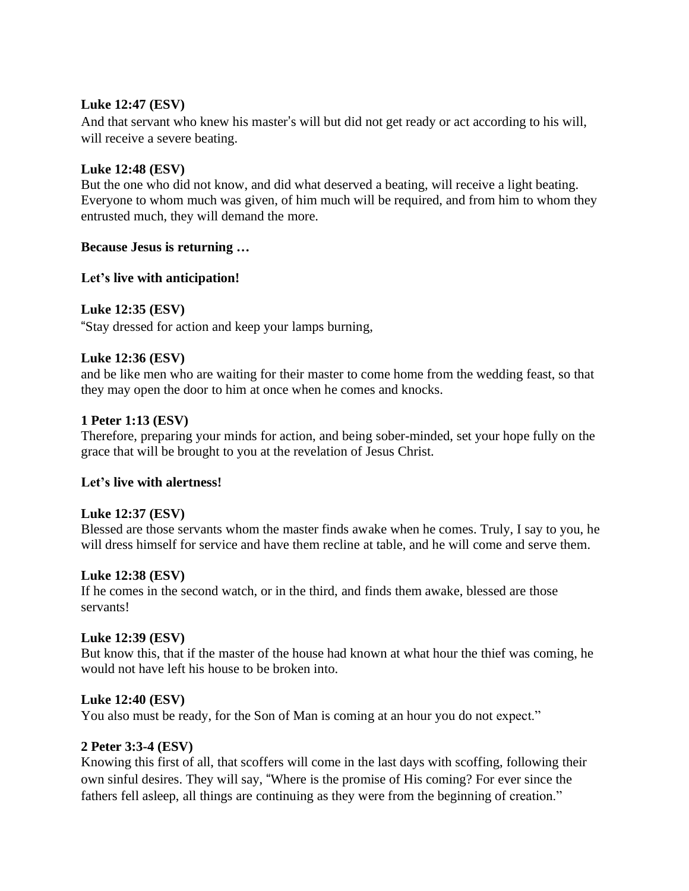**Luke 12:47 (ESV)**
And that servant who knew his master's will but did not get ready or act according to his will, will receive a severe beating.

**Luke 12:48 (ESV)**
But the one who did not know, and did what deserved a beating, will receive a light beating. Everyone to whom much was given, of him much will be required, and from him to whom they entrusted much, they will demand the more.

**Because Jesus is returning …**

**Let's live with anticipation!**

**Luke 12:35 (ESV)**
"Stay dressed for action and keep your lamps burning,

**Luke 12:36 (ESV)**
and be like men who are waiting for their master to come home from the wedding feast, so that they may open the door to him at once when he comes and knocks.

**1 Peter 1:13 (ESV)**
Therefore, preparing your minds for action, and being sober-minded, set your hope fully on the grace that will be brought to you at the revelation of Jesus Christ.

**Let's live with alertness!**

**Luke 12:37 (ESV)**
Blessed are those servants whom the master finds awake when he comes. Truly, I say to you, he will dress himself for service and have them recline at table, and he will come and serve them.

**Luke 12:38 (ESV)**
If he comes in the second watch, or in the third, and finds them awake, blessed are those servants!

**Luke 12:39 (ESV)**
But know this, that if the master of the house had known at what hour the thief was coming, he would not have left his house to be broken into.

**Luke 12:40 (ESV)**
You also must be ready, for the Son of Man is coming at an hour you do not expect."

**2 Peter 3:3-4 (ESV)**
Knowing this first of all, that scoffers will come in the last days with scoffing, following their own sinful desires. They will say, "Where is the promise of His coming? For ever since the fathers fell asleep, all things are continuing as they were from the beginning of creation."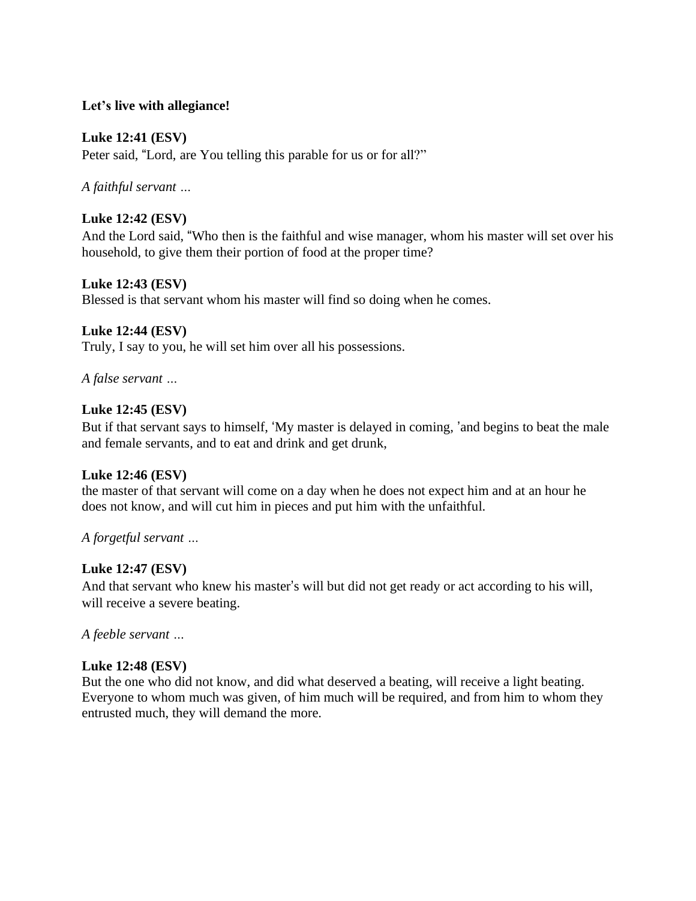**Let's live with allegiance!**

**Luke 12:41 (ESV)**
Peter said, "Lord, are You telling this parable for us or for all?"

*A faithful servant …*

**Luke 12:42 (ESV)**
And the Lord said, "Who then is the faithful and wise manager, whom his master will set over his household, to give them their portion of food at the proper time?

**Luke 12:43 (ESV)**
Blessed is that servant whom his master will find so doing when he comes.

**Luke 12:44 (ESV)**
Truly, I say to you, he will set him over all his possessions.

*A false servant …*

**Luke 12:45 (ESV)**
But if that servant says to himself, 'My master is delayed in coming, 'and begins to beat the male and female servants, and to eat and drink and get drunk,

**Luke 12:46 (ESV)**
the master of that servant will come on a day when he does not expect him and at an hour he does not know, and will cut him in pieces and put him with the unfaithful.

*A forgetful servant …*

**Luke 12:47 (ESV)**
And that servant who knew his master's will but did not get ready or act according to his will, will receive a severe beating.

*A feeble servant …*

**Luke 12:48 (ESV)**
But the one who did not know, and did what deserved a beating, will receive a light beating. Everyone to whom much was given, of him much will be required, and from him to whom they entrusted much, they will demand the more.